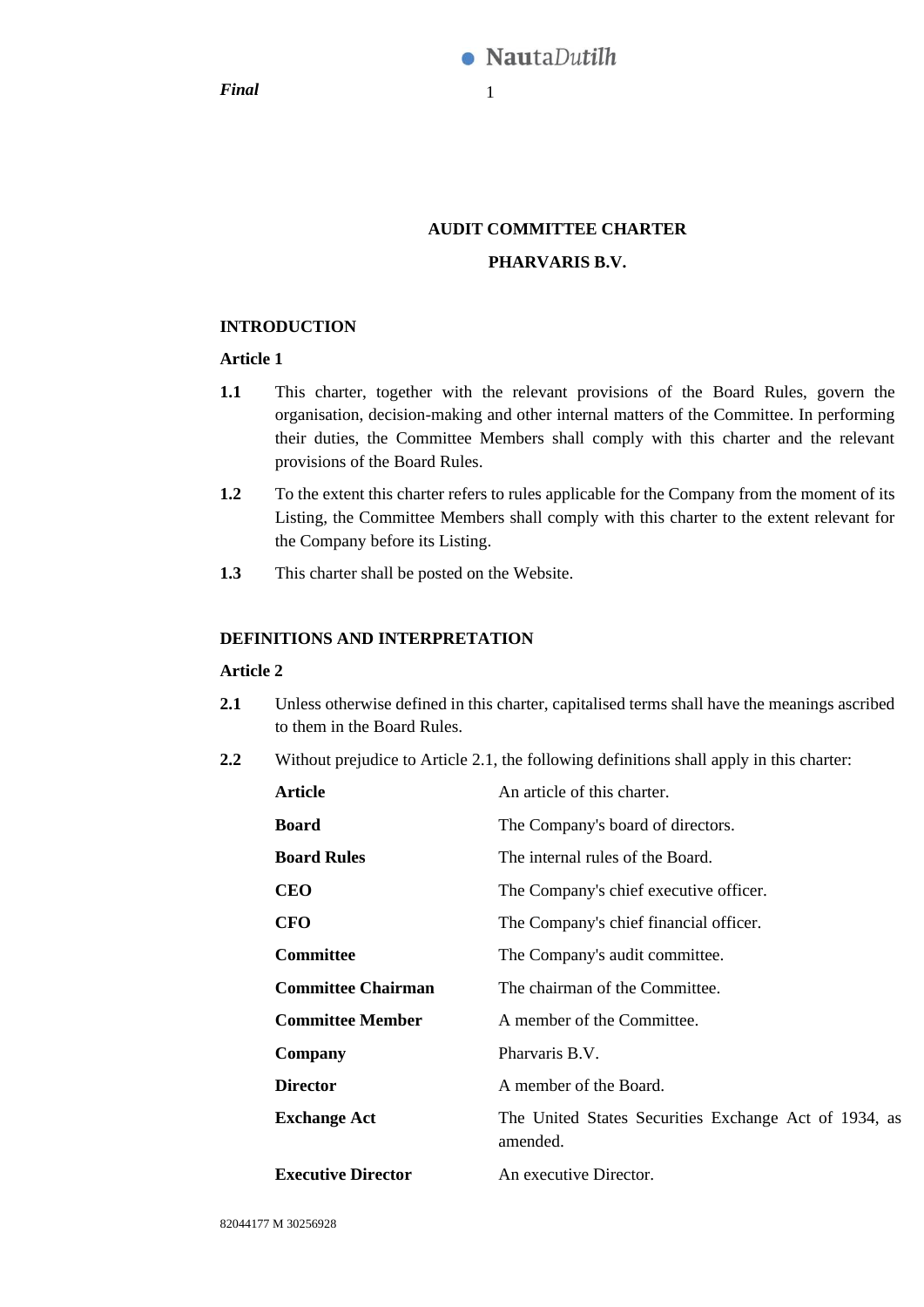# AUDIT COMMITTEE CHARTER

## PHARVARIS B.V.

### INTRODUCTION

**Article 1**

**1.1** This charter, together with the relevant provisions of the Board Rules, govern the organisation, decision-making and other internal matters of the Committee. In performing their duties, the Committee Members shall comply with this charter and the relevant provisions of the Board Rules.

**1.2** To the extent this charter refers to rules applicable for the Company from the moment of its Listing, the Committee Members shall comply with this charter to the extent relevant for the Company before its Listing.

**1.3** This charter shall be posted on the Website.

### DEFINITIONS AND INTERPRETATION

**Article 2**

**2.1** Unless otherwise defined in this charter, capitalised terms shall have the meanings ascribed to them in the Board Rules.

**2.2** Without prejudice to Article 2.1, the following definitions shall apply in this charter:

| | |
|---|---|
| **Article** | An article of this charter. |
| **Board** | The Company's board of directors. |
| **Board Rules** | The internal rules of the Board. |
| **CEO** | The Company's chief executive officer. |
| **CFO** | The Company's chief financial officer. |
| **Committee** | The Company's audit committee. |
| **Committee Chairman** | The chairman of the Committee. |
| **Committee Member** | A member of the Committee. |
| **Company** | Pharvaris B.V. |
| **Director** | A member of the Board. |
| **Exchange Act** | The United States Securities Exchange Act of 1934, as amended. |
| **Executive Director** | An executive Director. |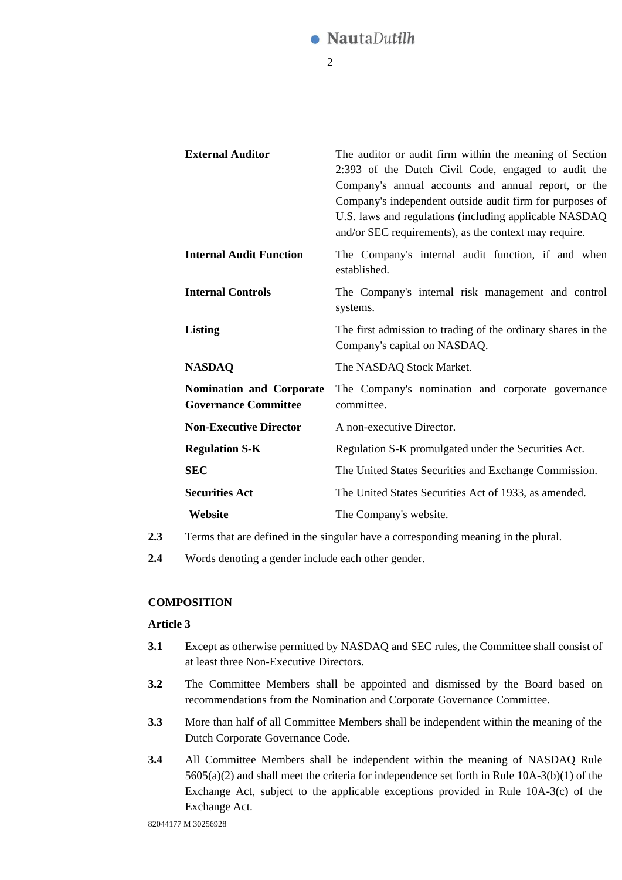| | |
|---|---|
| **External Auditor** | The auditor or audit firm within the meaning of Section 2:393 of the Dutch Civil Code, engaged to audit the Company's annual accounts and annual report, or the Company's independent outside audit firm for purposes of U.S. laws and regulations (including applicable NASDAQ and/or SEC requirements), as the context may require. |
| **Internal Audit Function** | The Company's internal audit function, if and when established. |
| **Internal Controls** | The Company's internal risk management and control systems. |
| **Listing** | The first admission to trading of the ordinary shares in the Company's capital on NASDAQ. |
| **NASDAQ** | The NASDAQ Stock Market. |
| **Nomination and Corporate Governance Committee** | The Company's nomination and corporate governance committee. |
| **Non-Executive Director** | A non-executive Director. |
| **Regulation S-K** | Regulation S-K promulgated under the Securities Act. |
| **SEC** | The United States Securities and Exchange Commission. |
| **Securities Act** | The United States Securities Act of 1933, as amended. |
| **Website** | The Company's website. |

**2.3** Terms that are defined in the singular have a corresponding meaning in the plural.

**2.4** Words denoting a gender include each other gender.

## COMPOSITION

### Article 3

**3.1** Except as otherwise permitted by NASDAQ and SEC rules, the Committee shall consist of at least three Non-Executive Directors.

**3.2** The Committee Members shall be appointed and dismissed by the Board based on recommendations from the Nomination and Corporate Governance Committee.

**3.3** More than half of all Committee Members shall be independent within the meaning of the Dutch Corporate Governance Code.

**3.4** All Committee Members shall be independent within the meaning of NASDAQ Rule 5605(a)(2) and shall meet the criteria for independence set forth in Rule 10A-3(b)(1) of the Exchange Act, subject to the applicable exceptions provided in Rule 10A-3(c) of the Exchange Act.

82044177 M 30256928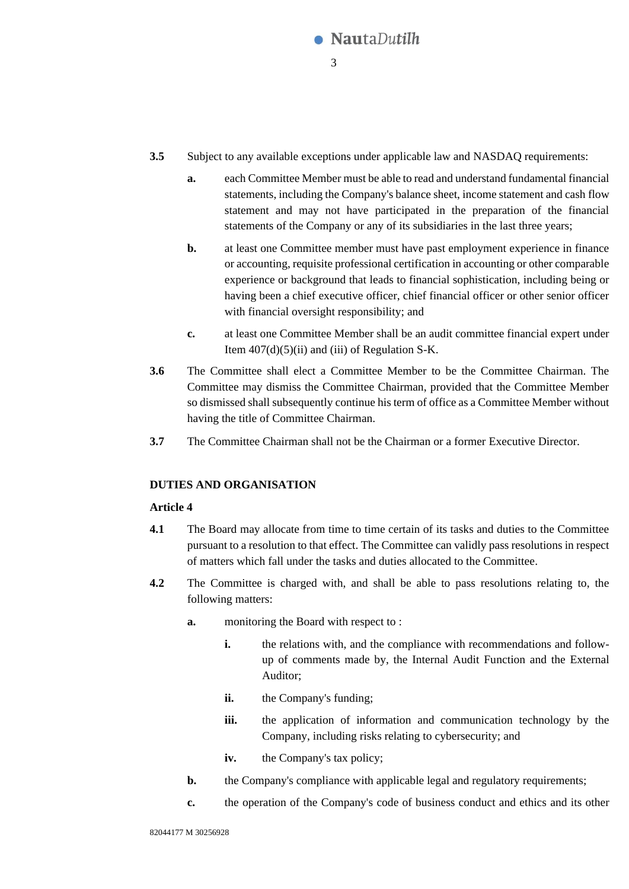**3.5** Subject to any available exceptions under applicable law and NASDAQ requirements:

- **a.** each Committee Member must be able to read and understand fundamental financial statements, including the Company's balance sheet, income statement and cash flow statement and may not have participated in the preparation of the financial statements of the Company or any of its subsidiaries in the last three years;
- **b.** at least one Committee member must have past employment experience in finance or accounting, requisite professional certification in accounting or other comparable experience or background that leads to financial sophistication, including being or having been a chief executive officer, chief financial officer or other senior officer with financial oversight responsibility; and
- **c.** at least one Committee Member shall be an audit committee financial expert under Item 407(d)(5)(ii) and (iii) of Regulation S-K.

**3.6** The Committee shall elect a Committee Member to be the Committee Chairman. The Committee may dismiss the Committee Chairman, provided that the Committee Member so dismissed shall subsequently continue his term of office as a Committee Member without having the title of Committee Chairman.

**3.7** The Committee Chairman shall not be the Chairman or a former Executive Director.

## DUTIES AND ORGANISATION

### Article 4

**4.1** The Board may allocate from time to time certain of its tasks and duties to the Committee pursuant to a resolution to that effect. The Committee can validly pass resolutions in respect of matters which fall under the tasks and duties allocated to the Committee.

**4.2** The Committee is charged with, and shall be able to pass resolutions relating to, the following matters:

- **a.** monitoring the Board with respect to :
  - **i.** the relations with, and the compliance with recommendations and follow-up of comments made by, the Internal Audit Function and the External Auditor;
  - **ii.** the Company's funding;
  - **iii.** the application of information and communication technology by the Company, including risks relating to cybersecurity; and
  - **iv.** the Company's tax policy;
- **b.** the Company's compliance with applicable legal and regulatory requirements;
- **c.** the operation of the Company's code of business conduct and ethics and its other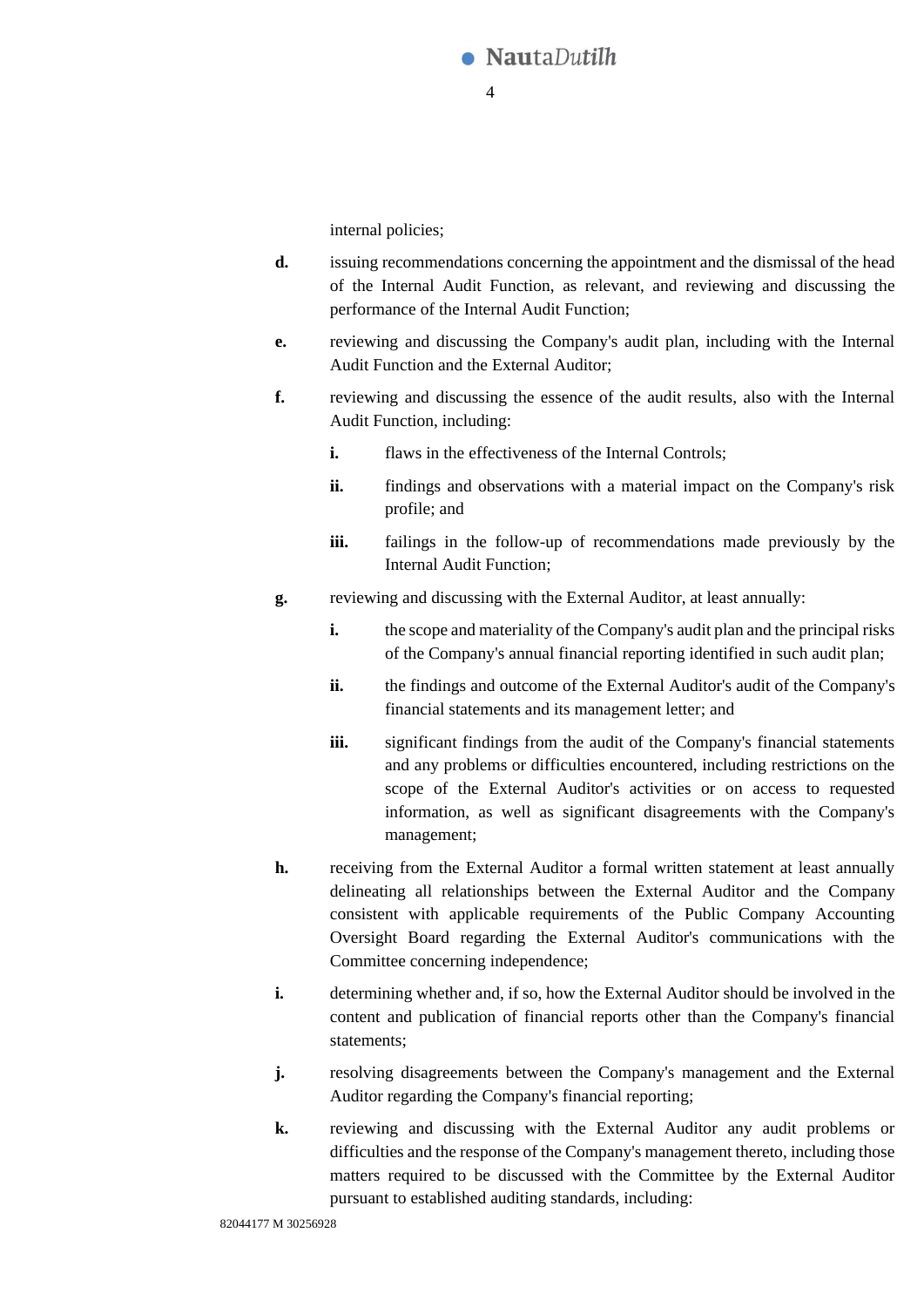internal policies;

**d.** issuing recommendations concerning the appointment and the dismissal of the head of the Internal Audit Function, as relevant, and reviewing and discussing the performance of the Internal Audit Function;

**e.** reviewing and discussing the Company's audit plan, including with the Internal Audit Function and the External Auditor;

**f.** reviewing and discussing the essence of the audit results, also with the Internal Audit Function, including:

   **i.** flaws in the effectiveness of the Internal Controls;

   **ii.** findings and observations with a material impact on the Company's risk profile; and

   **iii.** failings in the follow-up of recommendations made previously by the Internal Audit Function;

**g.** reviewing and discussing with the External Auditor, at least annually:

   **i.** the scope and materiality of the Company's audit plan and the principal risks of the Company's annual financial reporting identified in such audit plan;

   **ii.** the findings and outcome of the External Auditor's audit of the Company's financial statements and its management letter; and

   **iii.** significant findings from the audit of the Company's financial statements and any problems or difficulties encountered, including restrictions on the scope of the External Auditor's activities or on access to requested information, as well as significant disagreements with the Company's management;

**h.** receiving from the External Auditor a formal written statement at least annually delineating all relationships between the External Auditor and the Company consistent with applicable requirements of the Public Company Accounting Oversight Board regarding the External Auditor's communications with the Committee concerning independence;

**i.** determining whether and, if so, how the External Auditor should be involved in the content and publication of financial reports other than the Company's financial statements;

**j.** resolving disagreements between the Company's management and the External Auditor regarding the Company's financial reporting;

**k.** reviewing and discussing with the External Auditor any audit problems or difficulties and the response of the Company's management thereto, including those matters required to be discussed with the Committee by the External Auditor pursuant to established auditing standards, including: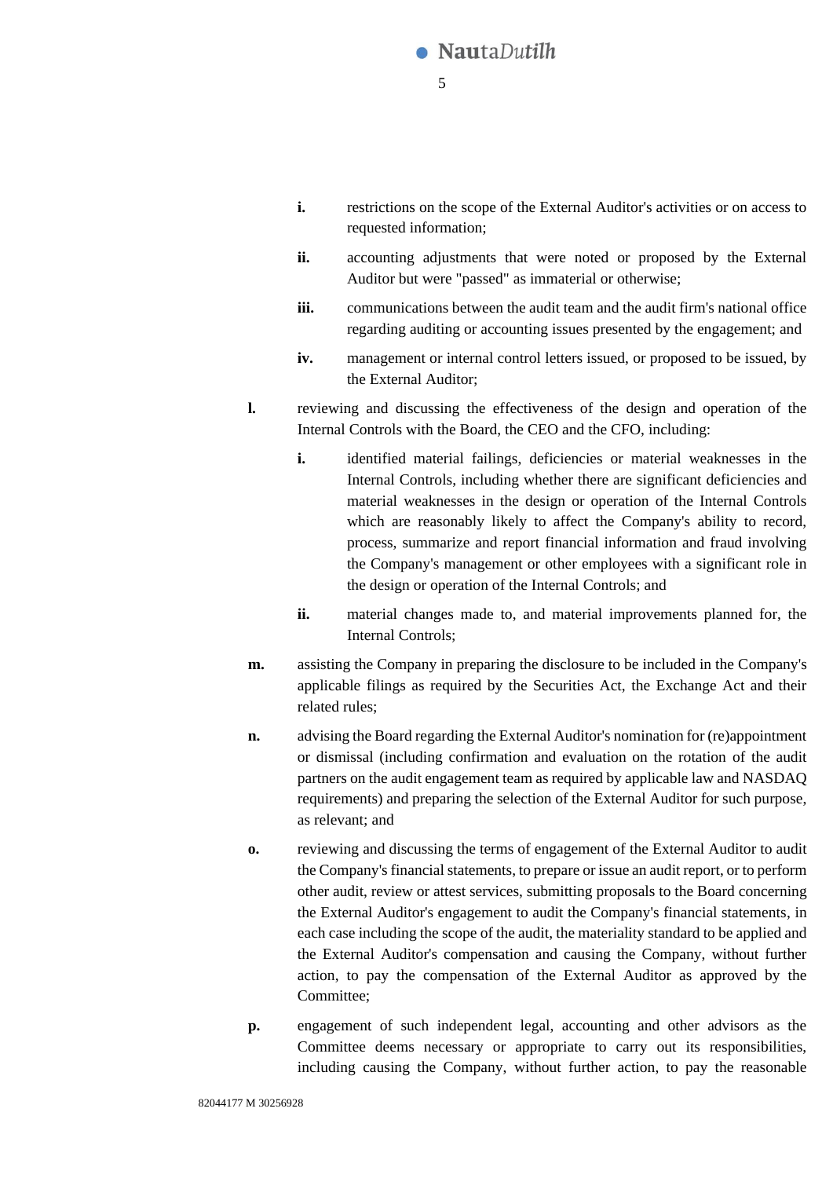- **i.** restrictions on the scope of the External Auditor's activities or on access to requested information;
- **ii.** accounting adjustments that were noted or proposed by the External Auditor but were "passed" as immaterial or otherwise;
- **iii.** communications between the audit team and the audit firm's national office regarding auditing or accounting issues presented by the engagement; and
- **iv.** management or internal control letters issued, or proposed to be issued, by the External Auditor;

**l.** reviewing and discussing the effectiveness of the design and operation of the Internal Controls with the Board, the CEO and the CFO, including:

- **i.** identified material failings, deficiencies or material weaknesses in the Internal Controls, including whether there are significant deficiencies and material weaknesses in the design or operation of the Internal Controls which are reasonably likely to affect the Company's ability to record, process, summarize and report financial information and fraud involving the Company's management or other employees with a significant role in the design or operation of the Internal Controls; and
- **ii.** material changes made to, and material improvements planned for, the Internal Controls;

**m.** assisting the Company in preparing the disclosure to be included in the Company's applicable filings as required by the Securities Act, the Exchange Act and their related rules;

**n.** advising the Board regarding the External Auditor's nomination for (re)appointment or dismissal (including confirmation and evaluation on the rotation of the audit partners on the audit engagement team as required by applicable law and NASDAQ requirements) and preparing the selection of the External Auditor for such purpose, as relevant; and

**o.** reviewing and discussing the terms of engagement of the External Auditor to audit the Company's financial statements, to prepare or issue an audit report, or to perform other audit, review or attest services, submitting proposals to the Board concerning the External Auditor's engagement to audit the Company's financial statements, in each case including the scope of the audit, the materiality standard to be applied and the External Auditor's compensation and causing the Company, without further action, to pay the compensation of the External Auditor as approved by the Committee;

**p.** engagement of such independent legal, accounting and other advisors as the Committee deems necessary or appropriate to carry out its responsibilities, including causing the Company, without further action, to pay the reasonable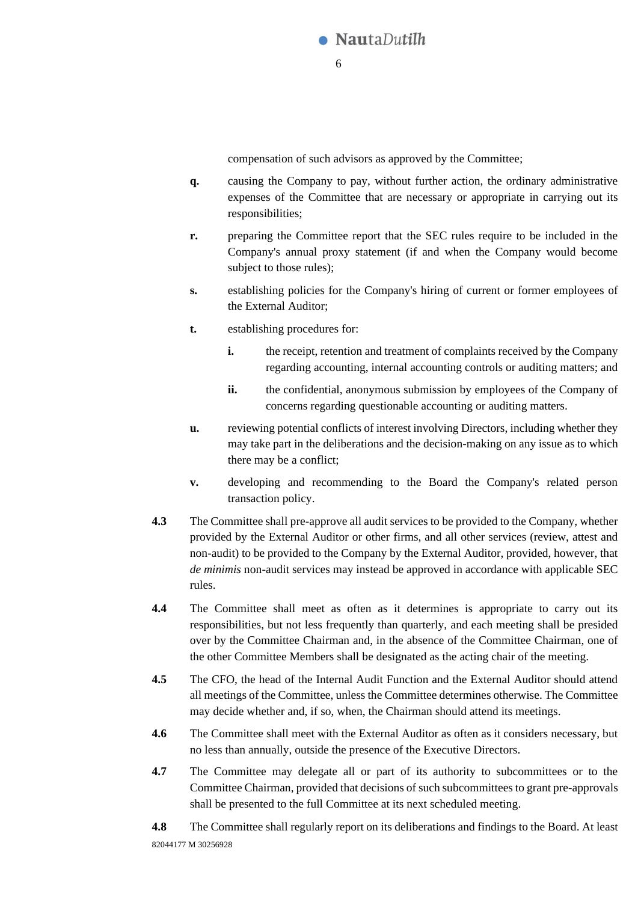compensation of such advisors as approved by the Committee;

**q.** causing the Company to pay, without further action, the ordinary administrative expenses of the Committee that are necessary or appropriate in carrying out its responsibilities;

**r.** preparing the Committee report that the SEC rules require to be included in the Company's annual proxy statement (if and when the Company would become subject to those rules);

**s.** establishing policies for the Company's hiring of current or former employees of the External Auditor;

**t.** establishing procedures for:

   **i.** the receipt, retention and treatment of complaints received by the Company regarding accounting, internal accounting controls or auditing matters; and

   **ii.** the confidential, anonymous submission by employees of the Company of concerns regarding questionable accounting or auditing matters.

**u.** reviewing potential conflicts of interest involving Directors, including whether they may take part in the deliberations and the decision-making on any issue as to which there may be a conflict;

**v.** developing and recommending to the Board the Company's related person transaction policy.

**4.3** The Committee shall pre-approve all audit services to be provided to the Company, whether provided by the External Auditor or other firms, and all other services (review, attest and non-audit) to be provided to the Company by the External Auditor, provided, however, that *de minimis* non-audit services may instead be approved in accordance with applicable SEC rules.

**4.4** The Committee shall meet as often as it determines is appropriate to carry out its responsibilities, but not less frequently than quarterly, and each meeting shall be presided over by the Committee Chairman and, in the absence of the Committee Chairman, one of the other Committee Members shall be designated as the acting chair of the meeting.

**4.5** The CFO, the head of the Internal Audit Function and the External Auditor should attend all meetings of the Committee, unless the Committee determines otherwise. The Committee may decide whether and, if so, when, the Chairman should attend its meetings.

**4.6** The Committee shall meet with the External Auditor as often as it considers necessary, but no less than annually, outside the presence of the Executive Directors.

**4.7** The Committee may delegate all or part of its authority to subcommittees or to the Committee Chairman, provided that decisions of such subcommittees to grant pre-approvals shall be presented to the full Committee at its next scheduled meeting.

**4.8** The Committee shall regularly report on its deliberations and findings to the Board. At least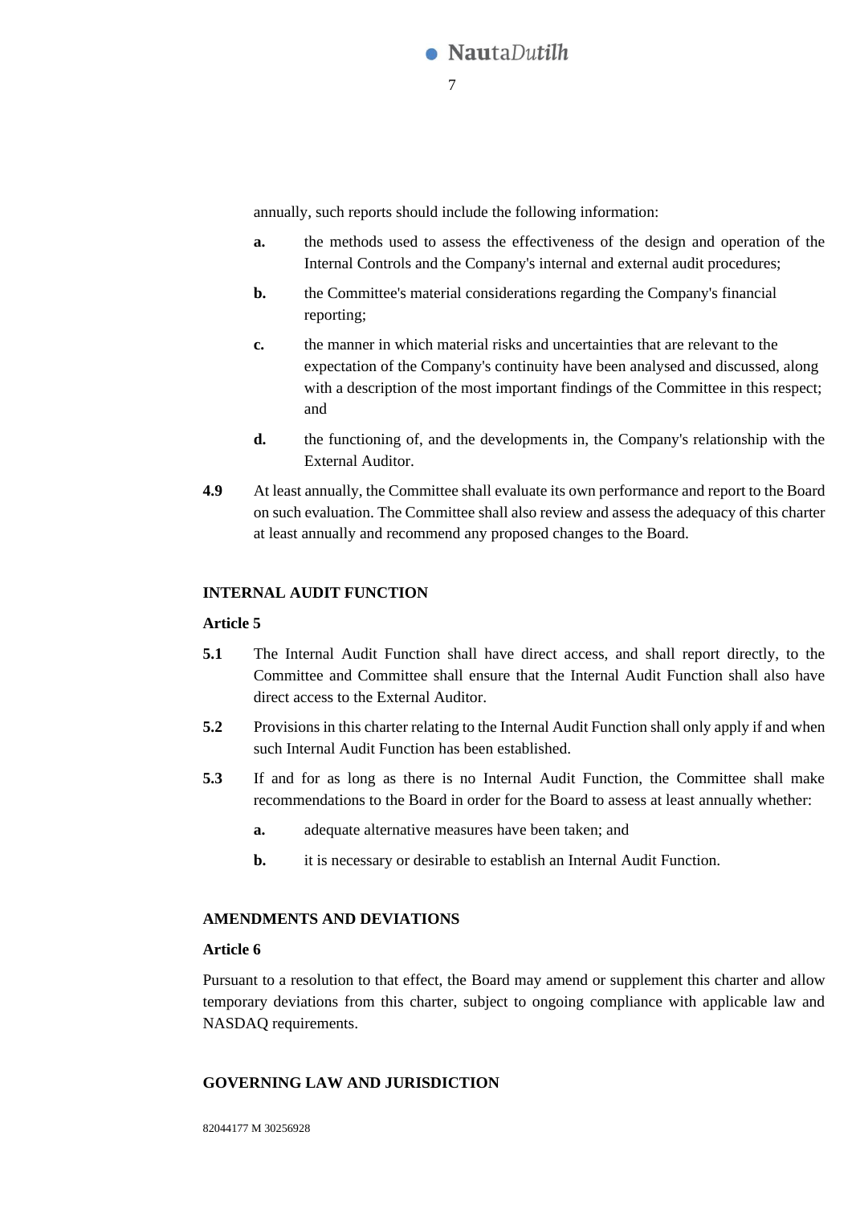annually, such reports should include the following information:

- **a.** the methods used to assess the effectiveness of the design and operation of the Internal Controls and the Company's internal and external audit procedures;
- **b.** the Committee's material considerations regarding the Company's financial reporting;
- **c.** the manner in which material risks and uncertainties that are relevant to the expectation of the Company's continuity have been analysed and discussed, along with a description of the most important findings of the Committee in this respect; and
- **d.** the functioning of, and the developments in, the Company's relationship with the External Auditor.

**4.9** At least annually, the Committee shall evaluate its own performance and report to the Board on such evaluation. The Committee shall also review and assess the adequacy of this charter at least annually and recommend any proposed changes to the Board.

**INTERNAL AUDIT FUNCTION**

**Article 5**

**5.1** The Internal Audit Function shall have direct access, and shall report directly, to the Committee and Committee shall ensure that the Internal Audit Function shall also have direct access to the External Auditor.

**5.2** Provisions in this charter relating to the Internal Audit Function shall only apply if and when such Internal Audit Function has been established.

**5.3** If and for as long as there is no Internal Audit Function, the Committee shall make recommendations to the Board in order for the Board to assess at least annually whether:

- **a.** adequate alternative measures have been taken; and
- **b.** it is necessary or desirable to establish an Internal Audit Function.

**AMENDMENTS AND DEVIATIONS**

**Article 6**

Pursuant to a resolution to that effect, the Board may amend or supplement this charter and allow temporary deviations from this charter, subject to ongoing compliance with applicable law and NASDAQ requirements.

**GOVERNING LAW AND JURISDICTION**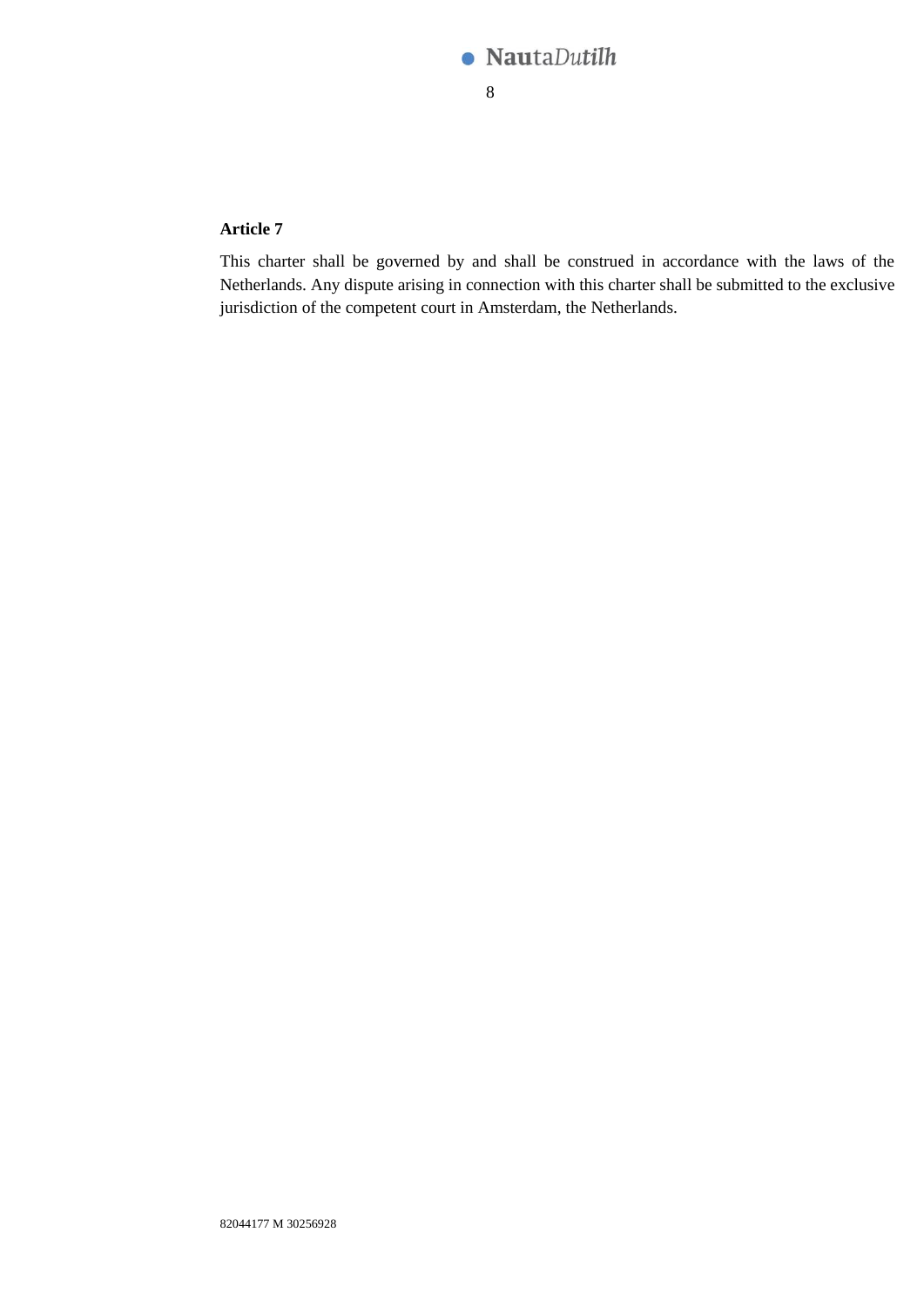**Article 7**

This charter shall be governed by and shall be construed in accordance with the laws of the Netherlands. Any dispute arising in connection with this charter shall be submitted to the exclusive jurisdiction of the competent court in Amsterdam, the Netherlands.